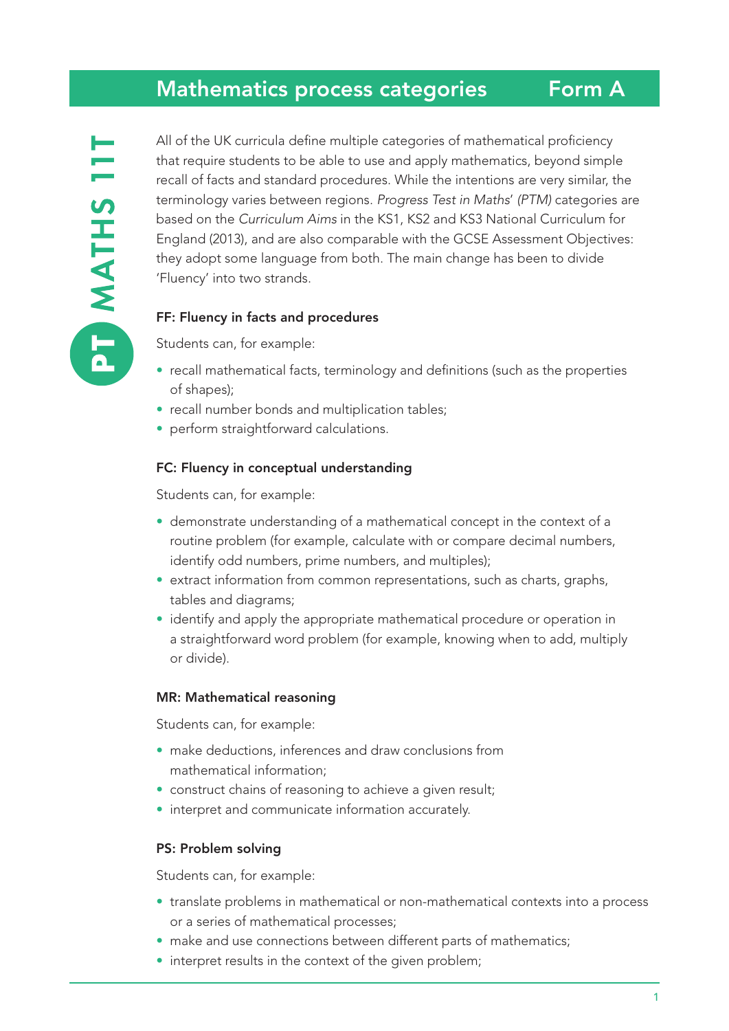# Mathematics process categories — Form A

All of the UK curricula define multiple categories of mathematical proficiency that require students to be able to use and apply mathematics, beyond simple recall of facts and standard procedures. While the intentions are very similar, the terminology varies between regions. *Progress Test in Maths*' *(PTM)* categories are based on the *Curriculum Aims* in the KS1, KS2 and KS3 National Curriculum for England (2013), and are also comparable with the GCSE Assessment Objectives: they adopt some language from both. The main change has been to divide 'Fluency' into two strands.

### FF: Fluency in facts and procedures

Students can, for example:

- recall mathematical facts, terminology and definitions (such as the properties of shapes);
- recall number bonds and multiplication tables;
- perform straightforward calculations.

### FC: Fluency in conceptual understanding

Students can, for example:

- demonstrate understanding of a mathematical concept in the context of a routine problem (for example, calculate with or compare decimal numbers, identify odd numbers, prime numbers, and multiples);
- extract information from common representations, such as charts, graphs, tables and diagrams;
- identify and apply the appropriate mathematical procedure or operation in a straightforward word problem (for example, knowing when to add, multiply or divide).

### MR: Mathematical reasoning

Students can, for example:

- make deductions, inferences and draw conclusions from mathematical information;
- construct chains of reasoning to achieve a given result;
- interpret and communicate information accurately.

### PS: Problem solving

Students can, for example:

- translate problems in mathematical or non-mathematical contexts into a process or a series of mathematical processes;
- make and use connections between different parts of mathematics;
- interpret results in the context of the given problem;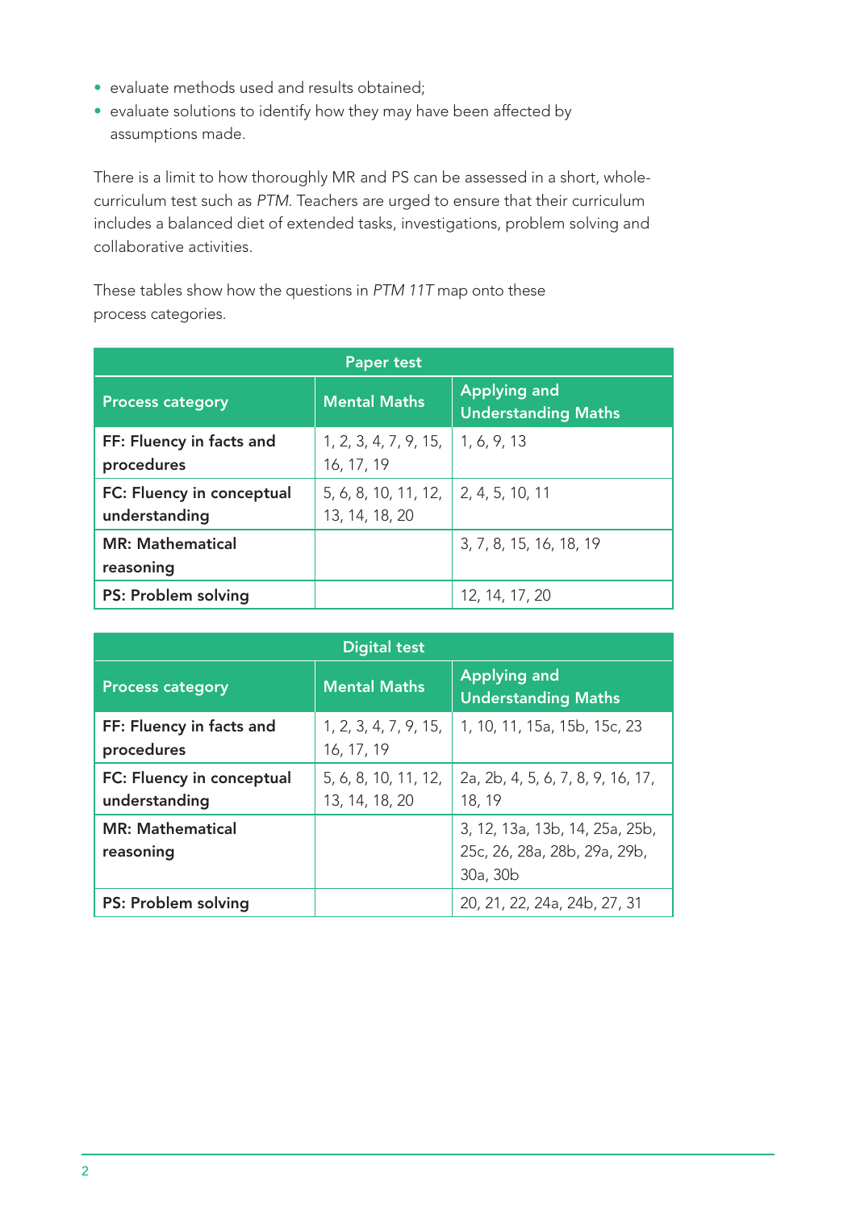- evaluate methods used and results obtained;
- evaluate solutions to identify how they may have been affected by assumptions made.

There is a limit to how thoroughly MR and PS can be assessed in a short, whole-curriculum test such as *PTM*. Teachers are urged to ensure that their curriculum includes a balanced diet of extended tasks, investigations, problem solving and collaborative activities.

These tables show how the questions in *PTM 11T* map onto these process categories.

| Paper test | | |
|---|---|---|
| **Process category** | **Mental Maths** | **Applying and Understanding Maths** |
| **FF: Fluency in facts and procedures** | 1, 2, 3, 4, 7, 9, 15, 16, 17, 19 | 1, 6, 9, 13 |
| **FC: Fluency in conceptual understanding** | 5, 6, 8, 10, 11, 12, 13, 14, 18, 20 | 2, 4, 5, 10, 11 |
| **MR: Mathematical reasoning** | | 3, 7, 8, 15, 16, 18, 19 |
| **PS: Problem solving** | | 12, 14, 17, 20 |

| Digital test | | |
|---|---|---|
| **Process category** | **Mental Maths** | **Applying and Understanding Maths** |
| **FF: Fluency in facts and procedures** | 1, 2, 3, 4, 7, 9, 15, 16, 17, 19 | 1, 10, 11, 15a, 15b, 15c, 23 |
| **FC: Fluency in conceptual understanding** | 5, 6, 8, 10, 11, 12, 13, 14, 18, 20 | 2a, 2b, 4, 5, 6, 7, 8, 9, 16, 17, 18, 19 |
| **MR: Mathematical reasoning** | | 3, 12, 13a, 13b, 14, 25a, 25b, 25c, 26, 28a, 28b, 29a, 29b, 30a, 30b |
| **PS: Problem solving** | | 20, 21, 22, 24a, 24b, 27, 31 |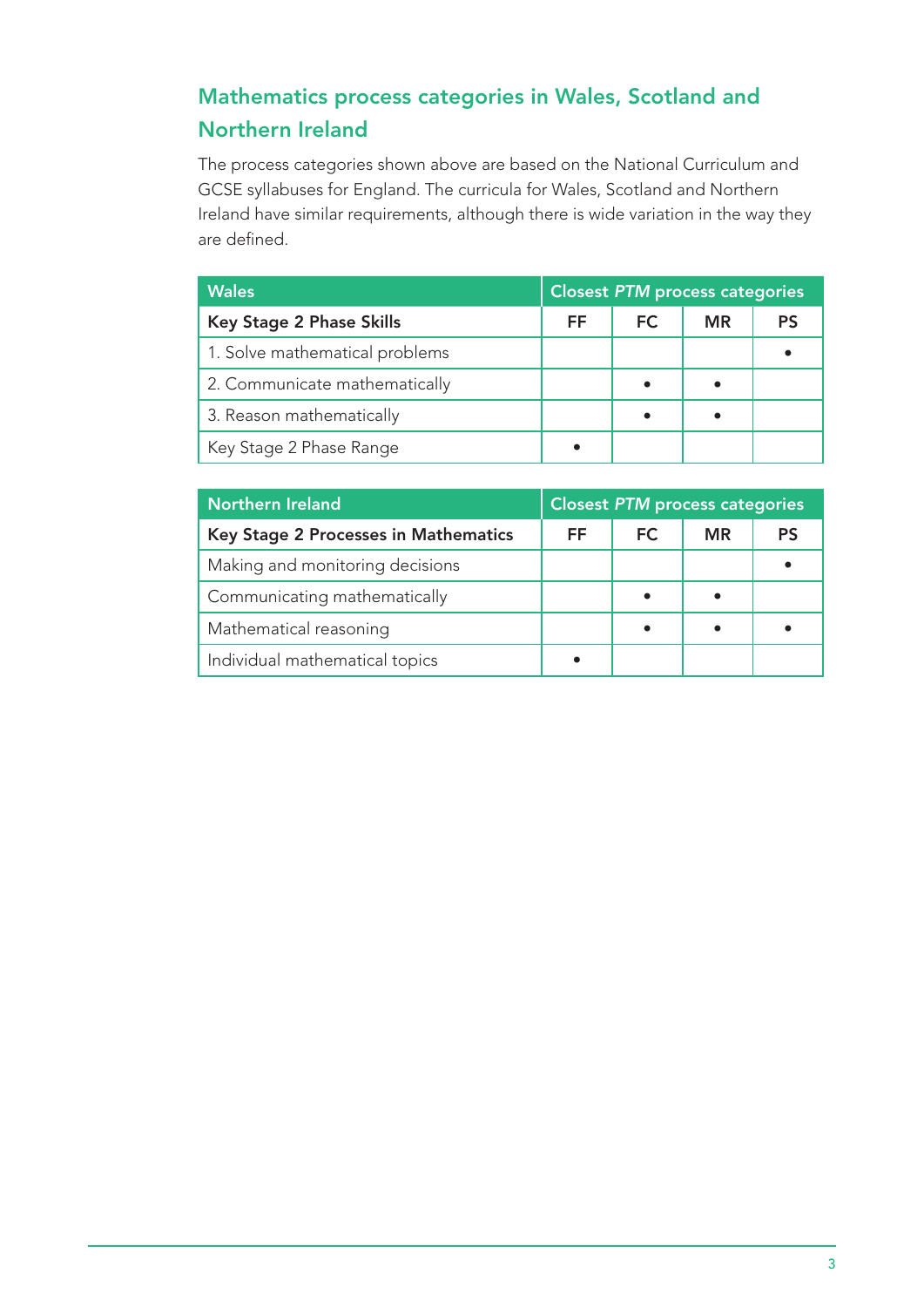## Mathematics process categories in Wales, Scotland and Northern Ireland

The process categories shown above are based on the National Curriculum and GCSE syllabuses for England. The curricula for Wales, Scotland and Northern Ireland have similar requirements, although there is wide variation in the way they are defined.

| Wales | Closest *PTM* process categories | | | |
|---|---|---|---|---|
| **Key Stage 2 Phase Skills** | **FF** | **FC** | **MR** | **PS** |
| 1. Solve mathematical problems | | | | • |
| 2. Communicate mathematically | | • | • | |
| 3. Reason mathematically | | • | • | |
| Key Stage 2 Phase Range | • | | | |

| Northern Ireland | Closest *PTM* process categories | | | |
|---|---|---|---|---|
| **Key Stage 2 Processes in Mathematics** | **FF** | **FC** | **MR** | **PS** |
| Making and monitoring decisions | | | | • |
| Communicating mathematically | | • | • | |
| Mathematical reasoning | | • | • | • |
| Individual mathematical topics | • | | | |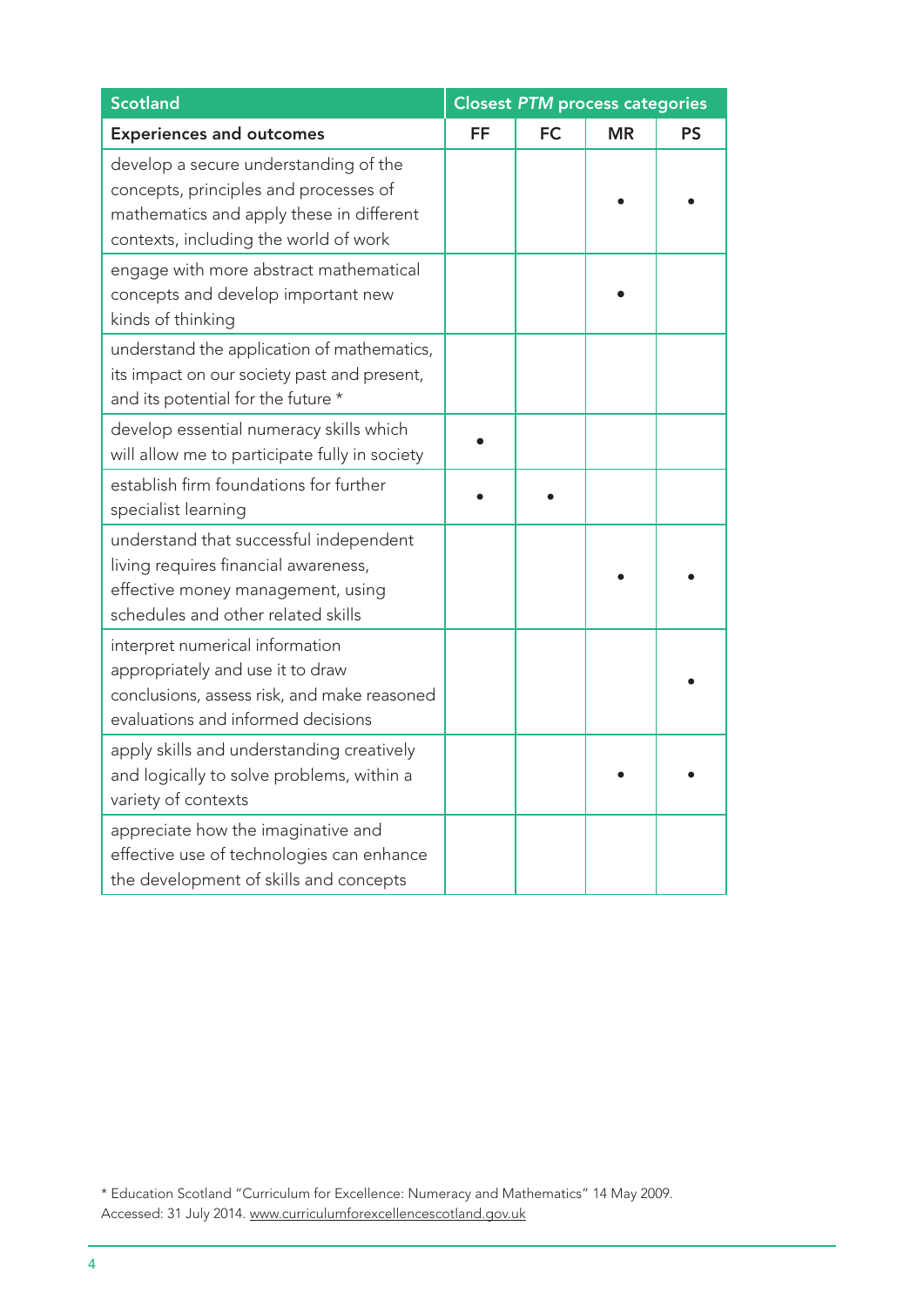| Scotland | Closest *PTM* process categories | | | |
|---|---|---|---|---|
| **Experiences and outcomes** | **FF** | **FC** | **MR** | **PS** |
| develop a secure understanding of the concepts, principles and processes of mathematics and apply these in different contexts, including the world of work | | | • | • |
| engage with more abstract mathematical concepts and develop important new kinds of thinking | | | • | |
| understand the application of mathematics, its impact on our society past and present, and its potential for the future * | | | | |
| develop essential numeracy skills which will allow me to participate fully in society | • | | | |
| establish firm foundations for further specialist learning | • | • | | |
| understand that successful independent living requires financial awareness, effective money management, using schedules and other related skills | | | • | • |
| interpret numerical information appropriately and use it to draw conclusions, assess risk, and make reasoned evaluations and informed decisions | | | | • |
| apply skills and understanding creatively and logically to solve problems, within a variety of contexts | | | • | • |
| appreciate how the imaginative and effective use of technologies can enhance the development of skills and concepts | | | | |

\* Education Scotland "Curriculum for Excellence: Numeracy and Mathematics" 14 May 2009. Accessed: 31 July 2014. www.curriculumforexcellencescotland.gov.uk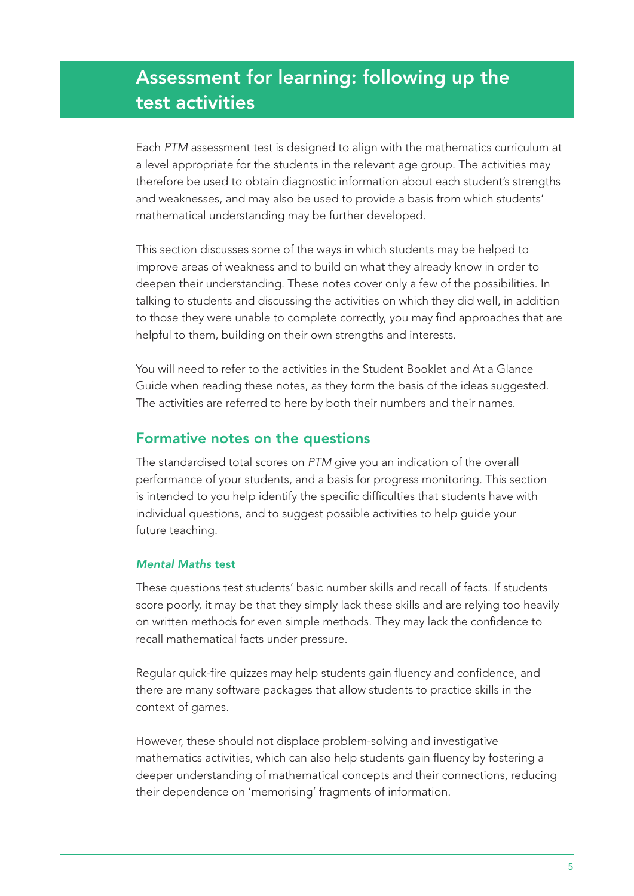# Assessment for learning: following up the test activities

Each *PTM* assessment test is designed to align with the mathematics curriculum at a level appropriate for the students in the relevant age group. The activities may therefore be used to obtain diagnostic information about each student's strengths and weaknesses, and may also be used to provide a basis from which students' mathematical understanding may be further developed.

This section discusses some of the ways in which students may be helped to improve areas of weakness and to build on what they already know in order to deepen their understanding. These notes cover only a few of the possibilities. In talking to students and discussing the activities on which they did well, in addition to those they were unable to complete correctly, you may find approaches that are helpful to them, building on their own strengths and interests.

You will need to refer to the activities in the Student Booklet and At a Glance Guide when reading these notes, as they form the basis of the ideas suggested. The activities are referred to here by both their numbers and their names.

## Formative notes on the questions

The standardised total scores on *PTM* give you an indication of the overall performance of your students, and a basis for progress monitoring. This section is intended to you help identify the specific difficulties that students have with individual questions, and to suggest possible activities to help guide your future teaching.

### *Mental Maths* test

These questions test students' basic number skills and recall of facts. If students score poorly, it may be that they simply lack these skills and are relying too heavily on written methods for even simple methods. They may lack the confidence to recall mathematical facts under pressure.

Regular quick-fire quizzes may help students gain fluency and confidence, and there are many software packages that allow students to practice skills in the context of games.

However, these should not displace problem-solving and investigative mathematics activities, which can also help students gain fluency by fostering a deeper understanding of mathematical concepts and their connections, reducing their dependence on 'memorising' fragments of information.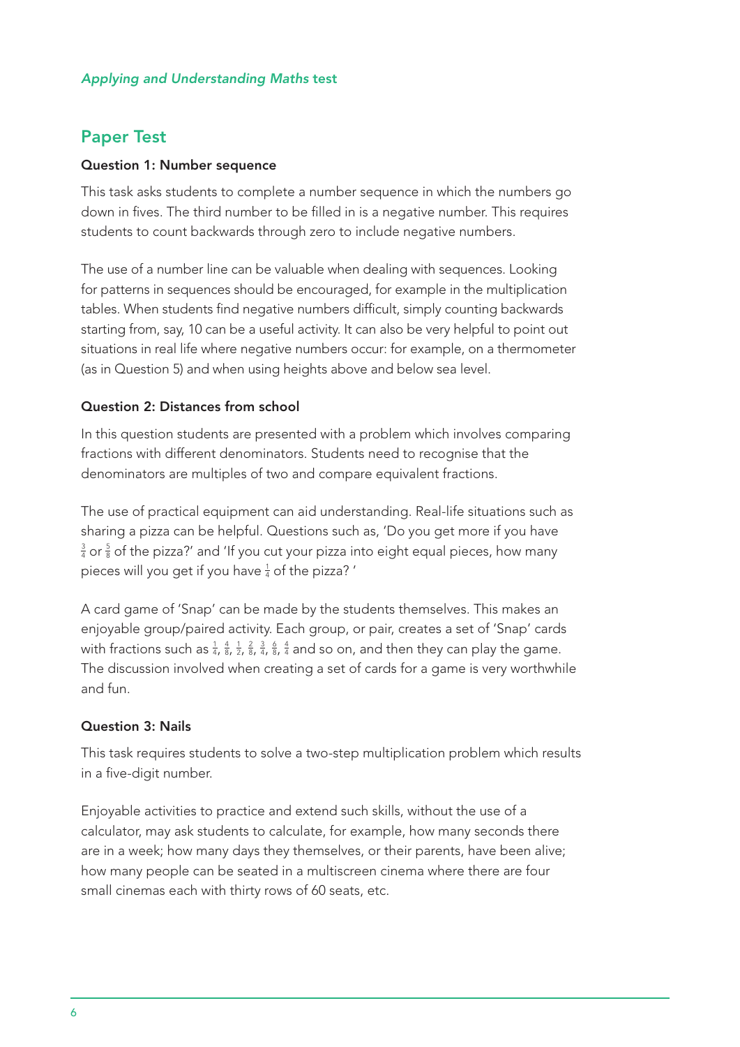*Applying and Understanding Maths* test

## Paper Test

### Question 1: Number sequence

This task asks students to complete a number sequence in which the numbers go down in fives. The third number to be filled in is a negative number. This requires students to count backwards through zero to include negative numbers.

The use of a number line can be valuable when dealing with sequences. Looking for patterns in sequences should be encouraged, for example in the multiplication tables. When students find negative numbers difficult, simply counting backwards starting from, say, 10 can be a useful activity. It can also be very helpful to point out situations in real life where negative numbers occur: for example, on a thermometer (as in Question 5) and when using heights above and below sea level.

### Question 2: Distances from school

In this question students are presented with a problem which involves comparing fractions with different denominators. Students need to recognise that the denominators are multiples of two and compare equivalent fractions.

The use of practical equipment can aid understanding. Real-life situations such as sharing a pizza can be helpful. Questions such as, 'Do you get more if you have $\frac{3}{4}$ or $\frac{5}{8}$ of the pizza?' and 'If you cut your pizza into eight equal pieces, how many pieces will you get if you have $\frac{1}{4}$ of the pizza? '

A card game of 'Snap' can be made by the students themselves. This makes an enjoyable group/paired activity. Each group, or pair, creates a set of 'Snap' cards with fractions such as $\frac{1}{4}$, $\frac{4}{8}$, $\frac{1}{2}$, $\frac{2}{8}$, $\frac{3}{4}$, $\frac{6}{8}$, $\frac{4}{4}$ and so on, and then they can play the game. The discussion involved when creating a set of cards for a game is very worthwhile and fun.

### Question 3: Nails

This task requires students to solve a two-step multiplication problem which results in a five-digit number.

Enjoyable activities to practice and extend such skills, without the use of a calculator, may ask students to calculate, for example, how many seconds there are in a week; how many days they themselves, or their parents, have been alive; how many people can be seated in a multiscreen cinema where there are four small cinemas each with thirty rows of 60 seats, etc.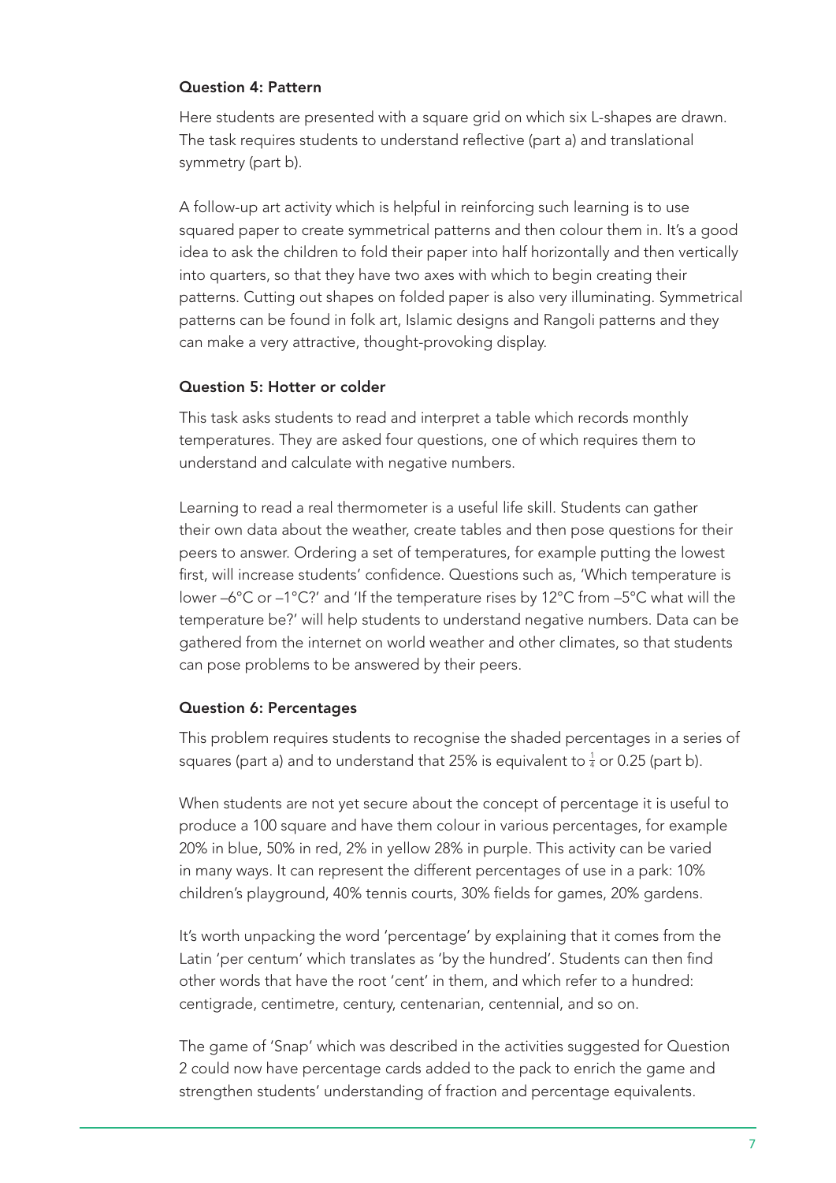**Question 4: Pattern**

Here students are presented with a square grid on which six L-shapes are drawn. The task requires students to understand reflective (part a) and translational symmetry (part b).

A follow-up art activity which is helpful in reinforcing such learning is to use squared paper to create symmetrical patterns and then colour them in. It's a good idea to ask the children to fold their paper into half horizontally and then vertically into quarters, so that they have two axes with which to begin creating their patterns. Cutting out shapes on folded paper is also very illuminating. Symmetrical patterns can be found in folk art, Islamic designs and Rangoli patterns and they can make a very attractive, thought-provoking display.

**Question 5: Hotter or colder**

This task asks students to read and interpret a table which records monthly temperatures. They are asked four questions, one of which requires them to understand and calculate with negative numbers.

Learning to read a real thermometer is a useful life skill. Students can gather their own data about the weather, create tables and then pose questions for their peers to answer. Ordering a set of temperatures, for example putting the lowest first, will increase students' confidence. Questions such as, 'Which temperature is lower –6°C or –1°C?' and 'If the temperature rises by 12°C from –5°C what will the temperature be?' will help students to understand negative numbers. Data can be gathered from the internet on world weather and other climates, so that students can pose problems to be answered by their peers.

**Question 6: Percentages**

This problem requires students to recognise the shaded percentages in a series of squares (part a) and to understand that 25% is equivalent to $\frac{1}{4}$ or 0.25 (part b).

When students are not yet secure about the concept of percentage it is useful to produce a 100 square and have them colour in various percentages, for example 20% in blue, 50% in red, 2% in yellow 28% in purple. This activity can be varied in many ways. It can represent the different percentages of use in a park: 10% children's playground, 40% tennis courts, 30% fields for games, 20% gardens.

It's worth unpacking the word 'percentage' by explaining that it comes from the Latin 'per centum' which translates as 'by the hundred'. Students can then find other words that have the root 'cent' in them, and which refer to a hundred: centigrade, centimetre, century, centenarian, centennial, and so on.

The game of 'Snap' which was described in the activities suggested for Question 2 could now have percentage cards added to the pack to enrich the game and strengthen students' understanding of fraction and percentage equivalents.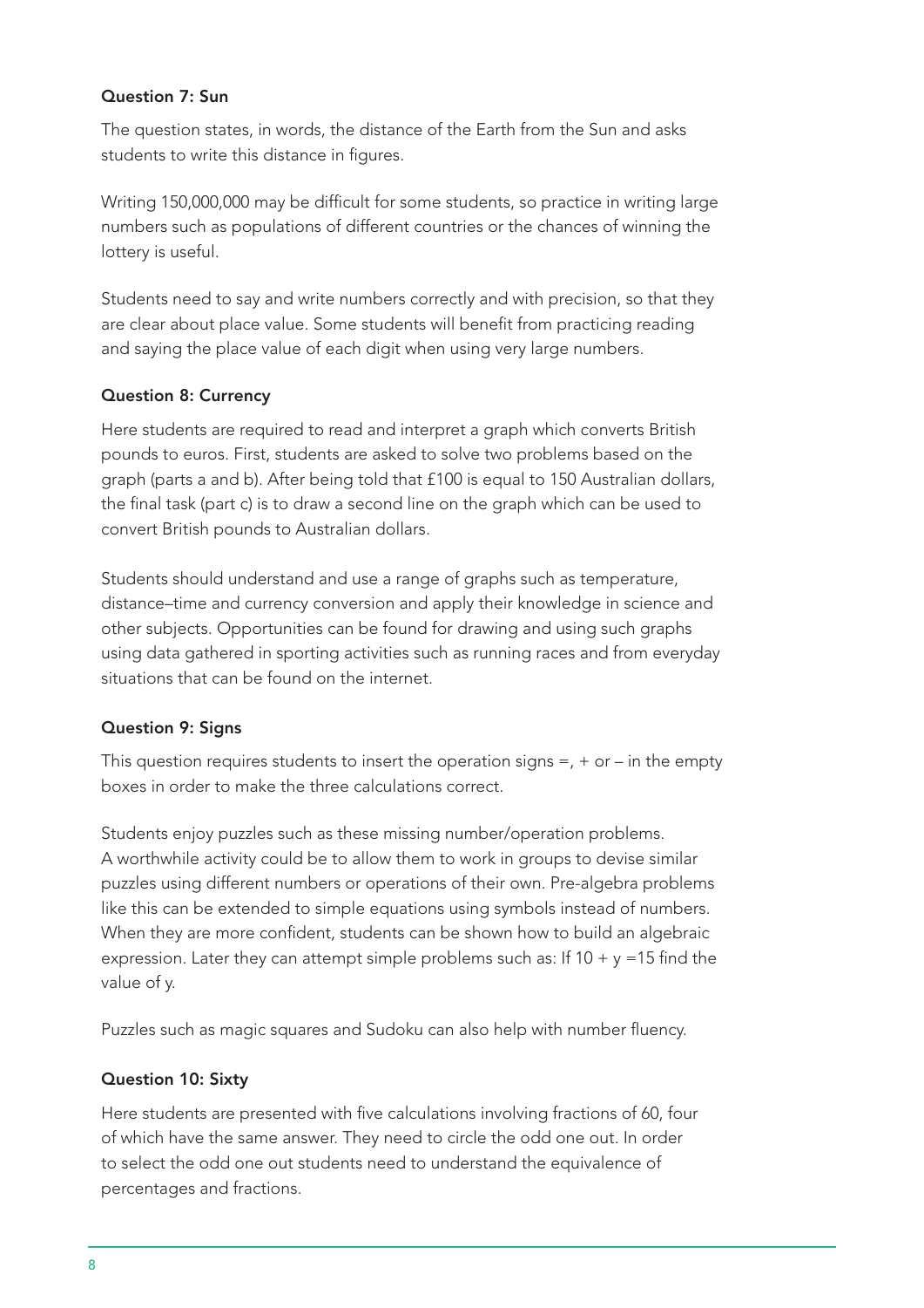### Question 7: Sun

The question states, in words, the distance of the Earth from the Sun and asks students to write this distance in figures.

Writing 150,000,000 may be difficult for some students, so practice in writing large numbers such as populations of different countries or the chances of winning the lottery is useful.

Students need to say and write numbers correctly and with precision, so that they are clear about place value. Some students will benefit from practicing reading and saying the place value of each digit when using very large numbers.

### Question 8: Currency

Here students are required to read and interpret a graph which converts British pounds to euros. First, students are asked to solve two problems based on the graph (parts a and b). After being told that £100 is equal to 150 Australian dollars, the final task (part c) is to draw a second line on the graph which can be used to convert British pounds to Australian dollars.

Students should understand and use a range of graphs such as temperature, distance–time and currency conversion and apply their knowledge in science and other subjects. Opportunities can be found for drawing and using such graphs using data gathered in sporting activities such as running races and from everyday situations that can be found on the internet.

### Question 9: Signs

This question requires students to insert the operation signs =, + or – in the empty boxes in order to make the three calculations correct.

Students enjoy puzzles such as these missing number/operation problems. A worthwhile activity could be to allow them to work in groups to devise similar puzzles using different numbers or operations of their own. Pre-algebra problems like this can be extended to simple equations using symbols instead of numbers. When they are more confident, students can be shown how to build an algebraic expression. Later they can attempt simple problems such as: If $10 + y = 15$ find the value of $y$.

Puzzles such as magic squares and Sudoku can also help with number fluency.

### Question 10: Sixty

Here students are presented with five calculations involving fractions of 60, four of which have the same answer. They need to circle the odd one out. In order to select the odd one out students need to understand the equivalence of percentages and fractions.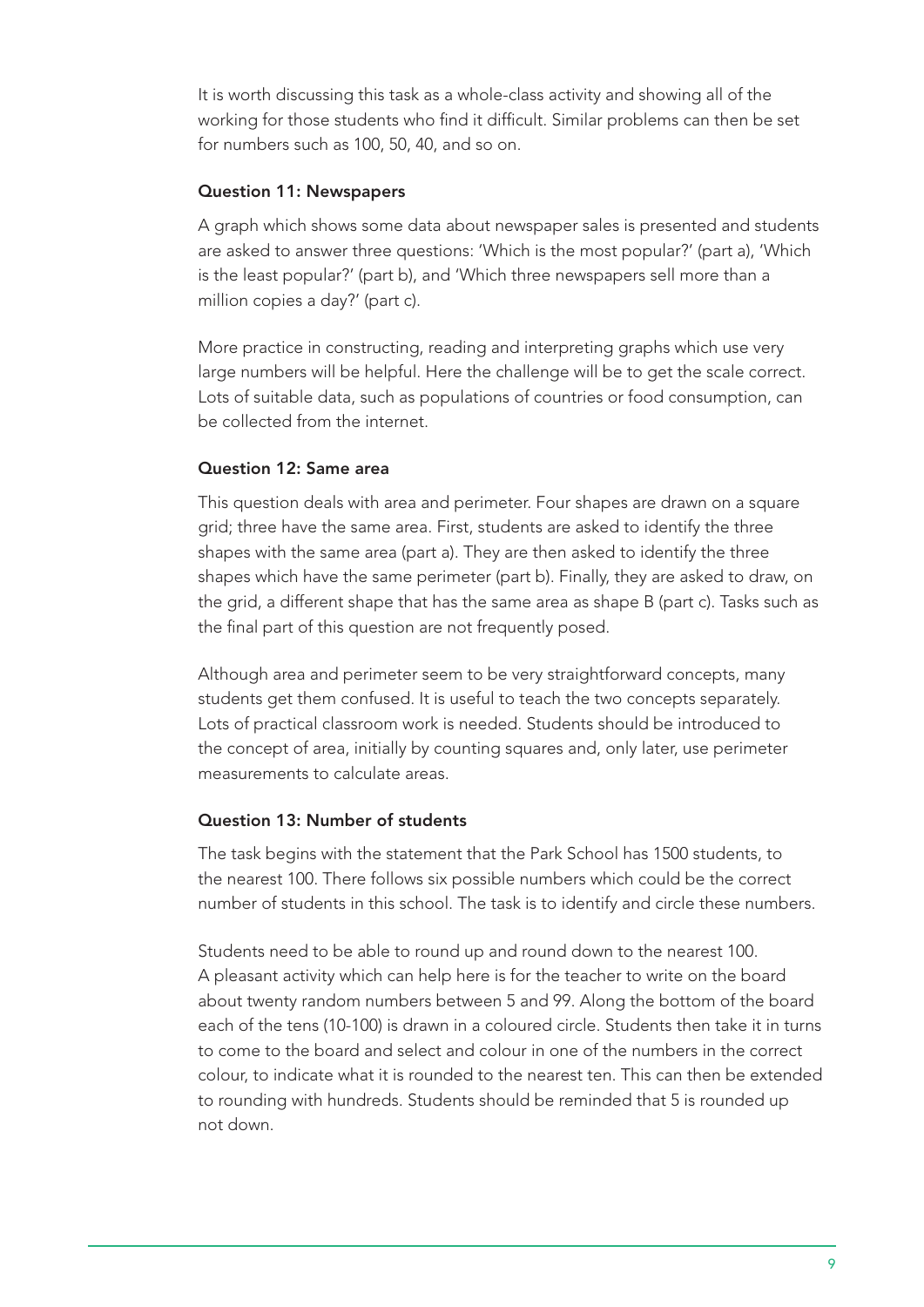It is worth discussing this task as a whole-class activity and showing all of the working for those students who find it difficult. Similar problems can then be set for numbers such as 100, 50, 40, and so on.

### Question 11: Newspapers

A graph which shows some data about newspaper sales is presented and students are asked to answer three questions: 'Which is the most popular?' (part a), 'Which is the least popular?' (part b), and 'Which three newspapers sell more than a million copies a day?' (part c).

More practice in constructing, reading and interpreting graphs which use very large numbers will be helpful. Here the challenge will be to get the scale correct. Lots of suitable data, such as populations of countries or food consumption, can be collected from the internet.

### Question 12: Same area

This question deals with area and perimeter. Four shapes are drawn on a square grid; three have the same area. First, students are asked to identify the three shapes with the same area (part a). They are then asked to identify the three shapes which have the same perimeter (part b). Finally, they are asked to draw, on the grid, a different shape that has the same area as shape B (part c). Tasks such as the final part of this question are not frequently posed.

Although area and perimeter seem to be very straightforward concepts, many students get them confused. It is useful to teach the two concepts separately. Lots of practical classroom work is needed. Students should be introduced to the concept of area, initially by counting squares and, only later, use perimeter measurements to calculate areas.

### Question 13: Number of students

The task begins with the statement that the Park School has 1500 students, to the nearest 100. There follows six possible numbers which could be the correct number of students in this school. The task is to identify and circle these numbers.

Students need to be able to round up and round down to the nearest 100. A pleasant activity which can help here is for the teacher to write on the board about twenty random numbers between 5 and 99. Along the bottom of the board each of the tens (10-100) is drawn in a coloured circle. Students then take it in turns to come to the board and select and colour in one of the numbers in the correct colour, to indicate what it is rounded to the nearest ten. This can then be extended to rounding with hundreds. Students should be reminded that 5 is rounded up not down.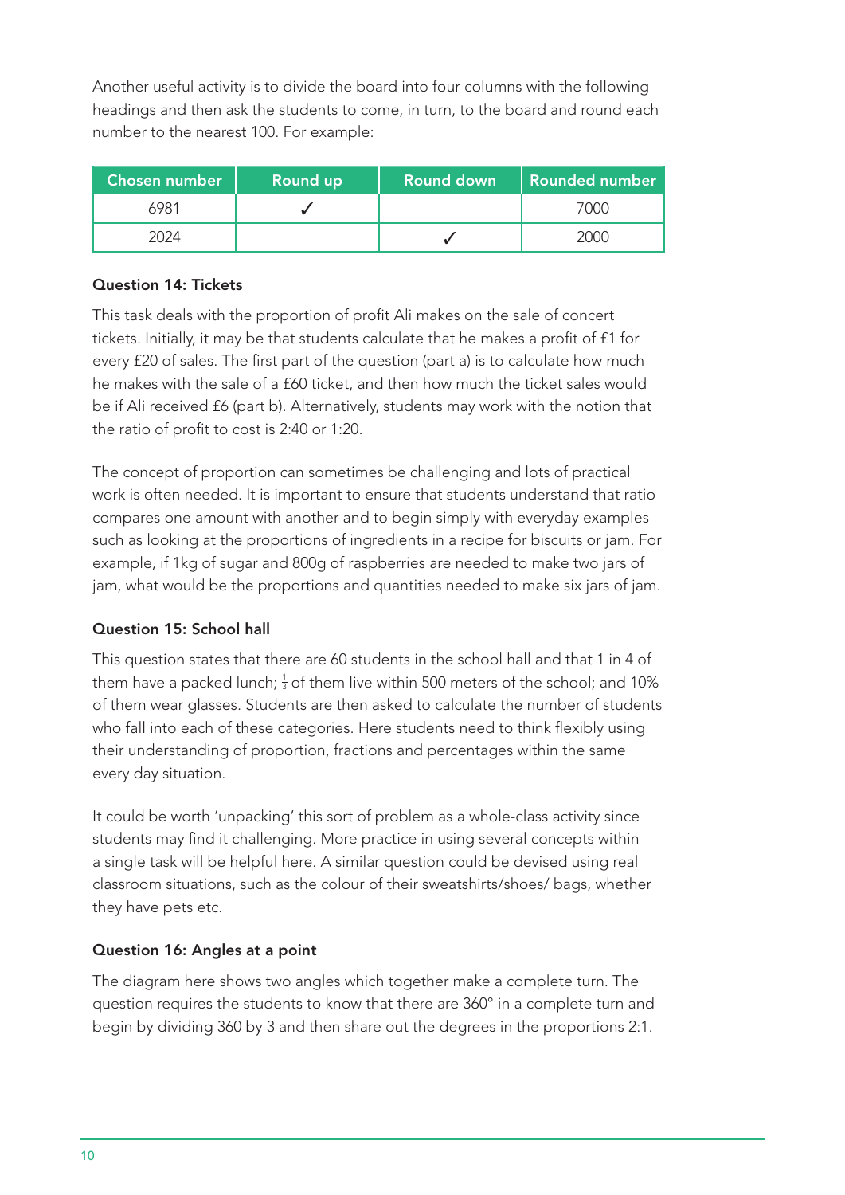Another useful activity is to divide the board into four columns with the following headings and then ask the students to come, in turn, to the board and round each number to the nearest 100. For example:

| Chosen number | Round up | Round down | Rounded number |
| --- | --- | --- | --- |
| 6981 | ✓ | | 7000 |
| 2024 | | ✓ | 2000 |

**Question 14: Tickets**

This task deals with the proportion of profit Ali makes on the sale of concert tickets. Initially, it may be that students calculate that he makes a profit of £1 for every £20 of sales. The first part of the question (part a) is to calculate how much he makes with the sale of a £60 ticket, and then how much the ticket sales would be if Ali received £6 (part b). Alternatively, students may work with the notion that the ratio of profit to cost is 2:40 or 1:20.

The concept of proportion can sometimes be challenging and lots of practical work is often needed. It is important to ensure that students understand that ratio compares one amount with another and to begin simply with everyday examples such as looking at the proportions of ingredients in a recipe for biscuits or jam. For example, if 1kg of sugar and 800g of raspberries are needed to make two jars of jam, what would be the proportions and quantities needed to make six jars of jam.

**Question 15: School hall**

This question states that there are 60 students in the school hall and that 1 in 4 of them have a packed lunch; $\frac{1}{3}$ of them live within 500 meters of the school; and 10% of them wear glasses. Students are then asked to calculate the number of students who fall into each of these categories. Here students need to think flexibly using their understanding of proportion, fractions and percentages within the same every day situation.

It could be worth 'unpacking' this sort of problem as a whole-class activity since students may find it challenging. More practice in using several concepts within a single task will be helpful here. A similar question could be devised using real classroom situations, such as the colour of their sweatshirts/shoes/ bags, whether they have pets etc.

**Question 16: Angles at a point**

The diagram here shows two angles which together make a complete turn. The question requires the students to know that there are 360° in a complete turn and begin by dividing 360 by 3 and then share out the degrees in the proportions 2:1.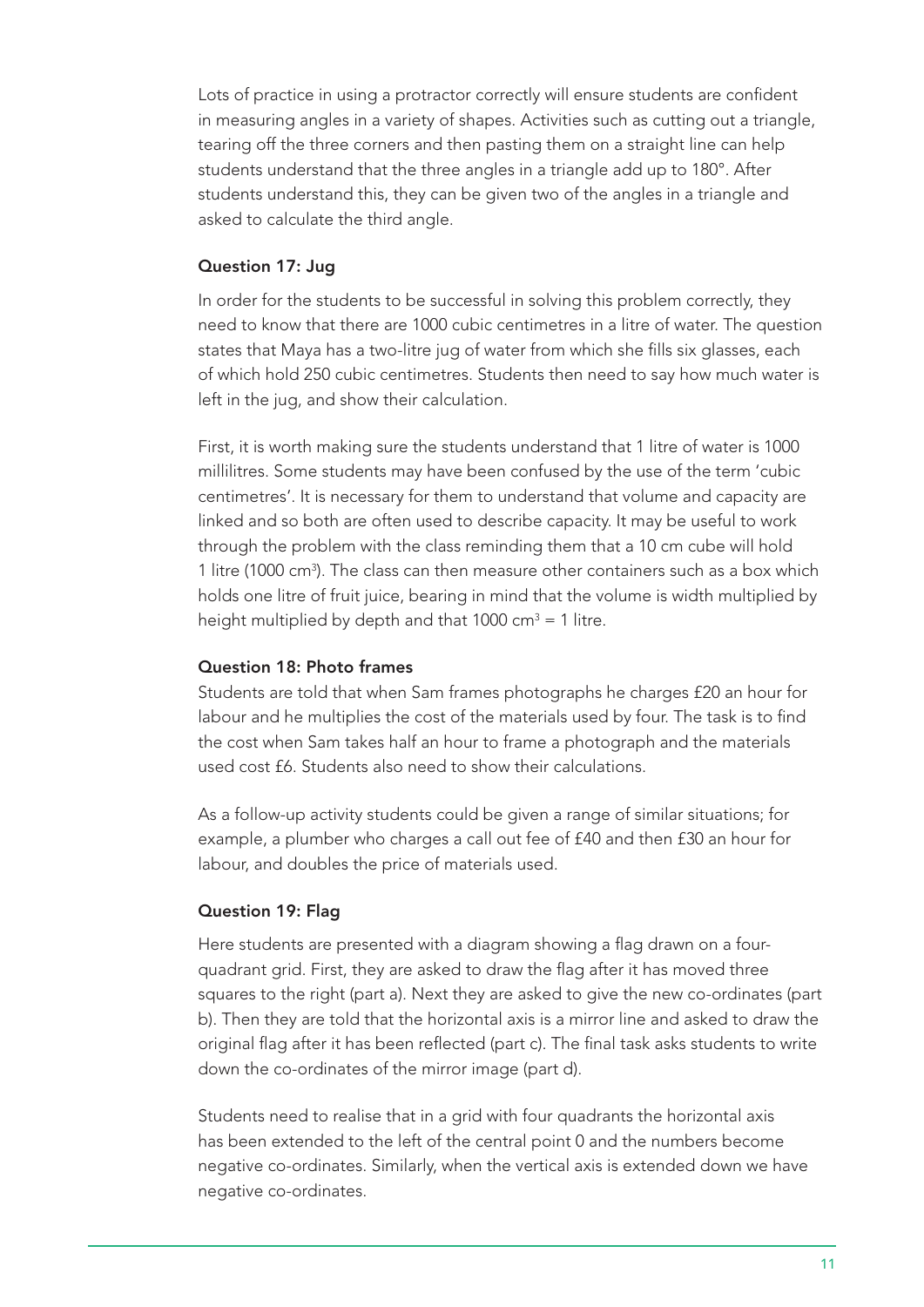Lots of practice in using a protractor correctly will ensure students are confident in measuring angles in a variety of shapes. Activities such as cutting out a triangle, tearing off the three corners and then pasting them on a straight line can help students understand that the three angles in a triangle add up to 180°. After students understand this, they can be given two of the angles in a triangle and asked to calculate the third angle.

#### Question 17: Jug

In order for the students to be successful in solving this problem correctly, they need to know that there are 1000 cubic centimetres in a litre of water. The question states that Maya has a two-litre jug of water from which she fills six glasses, each of which hold 250 cubic centimetres. Students then need to say how much water is left in the jug, and show their calculation.

First, it is worth making sure the students understand that 1 litre of water is 1000 millilitres. Some students may have been confused by the use of the term 'cubic centimetres'. It is necessary for them to understand that volume and capacity are linked and so both are often used to describe capacity. It may be useful to work through the problem with the class reminding them that a 10 cm cube will hold 1 litre (1000 $cm^3$). The class can then measure other containers such as a box which holds one litre of fruit juice, bearing in mind that the volume is width multiplied by height multiplied by depth and that 1000 $cm^3$ = 1 litre.

#### Question 18: Photo frames

Students are told that when Sam frames photographs he charges £20 an hour for labour and he multiplies the cost of the materials used by four. The task is to find the cost when Sam takes half an hour to frame a photograph and the materials used cost £6. Students also need to show their calculations.

As a follow-up activity students could be given a range of similar situations; for example, a plumber who charges a call out fee of £40 and then £30 an hour for labour, and doubles the price of materials used.

#### Question 19: Flag

Here students are presented with a diagram showing a flag drawn on a four-quadrant grid. First, they are asked to draw the flag after it has moved three squares to the right (part a). Next they are asked to give the new co-ordinates (part b). Then they are told that the horizontal axis is a mirror line and asked to draw the original flag after it has been reflected (part c). The final task asks students to write down the co-ordinates of the mirror image (part d).

Students need to realise that in a grid with four quadrants the horizontal axis has been extended to the left of the central point 0 and the numbers become negative co-ordinates. Similarly, when the vertical axis is extended down we have negative co-ordinates.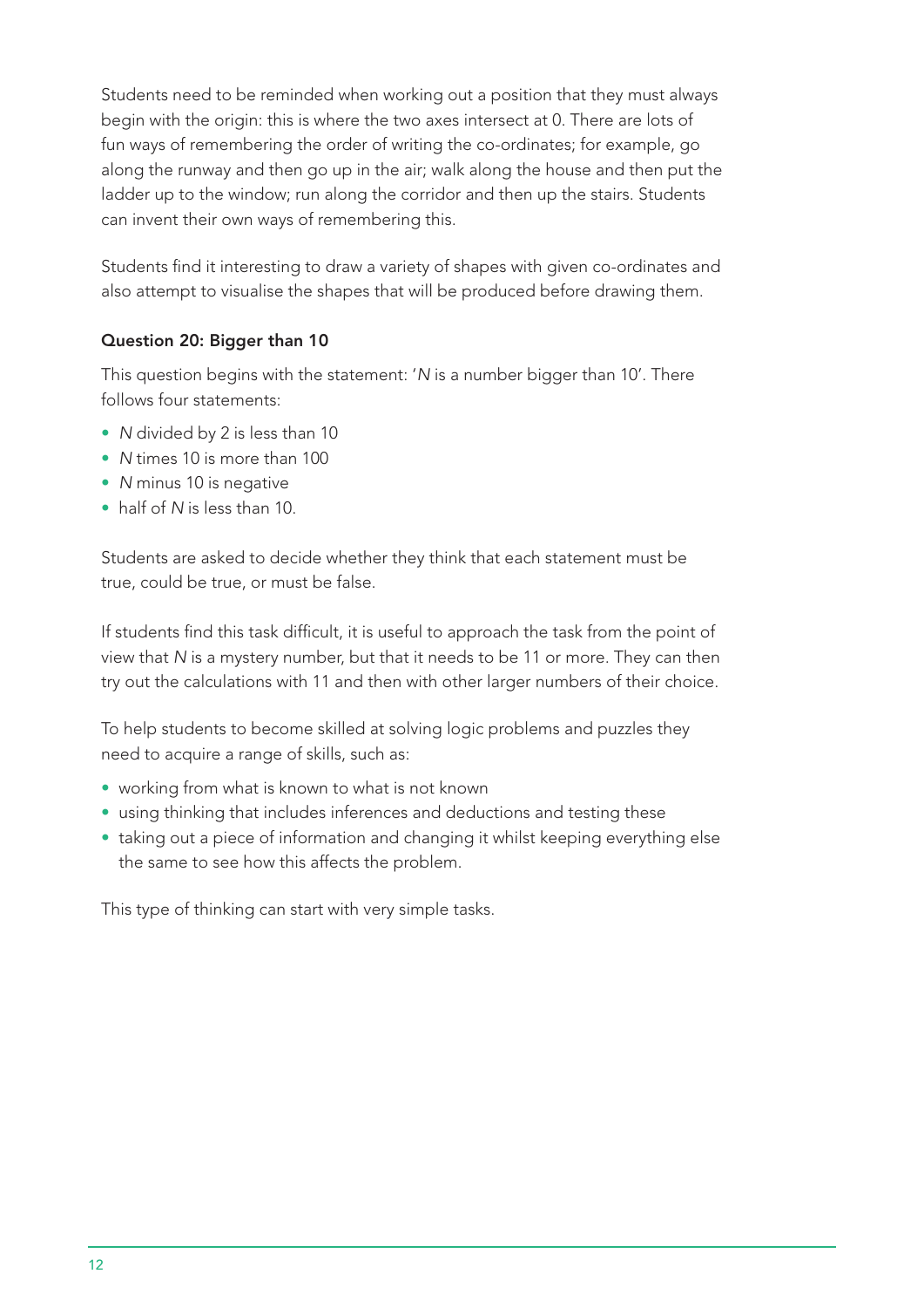Students need to be reminded when working out a position that they must always begin with the origin: this is where the two axes intersect at 0. There are lots of fun ways of remembering the order of writing the co-ordinates; for example, go along the runway and then go up in the air; walk along the house and then put the ladder up to the window; run along the corridor and then up the stairs. Students can invent their own ways of remembering this.

Students find it interesting to draw a variety of shapes with given co-ordinates and also attempt to visualise the shapes that will be produced before drawing them.

#### Question 20: Bigger than 10

This question begins with the statement: '*N* is a number bigger than 10'. There follows four statements:

- *N* divided by 2 is less than 10
- *N* times 10 is more than 100
- *N* minus 10 is negative
- half of *N* is less than 10.

Students are asked to decide whether they think that each statement must be true, could be true, or must be false.

If students find this task difficult, it is useful to approach the task from the point of view that *N* is a mystery number, but that it needs to be 11 or more. They can then try out the calculations with 11 and then with other larger numbers of their choice.

To help students to become skilled at solving logic problems and puzzles they need to acquire a range of skills, such as:

- working from what is known to what is not known
- using thinking that includes inferences and deductions and testing these
- taking out a piece of information and changing it whilst keeping everything else the same to see how this affects the problem.

This type of thinking can start with very simple tasks.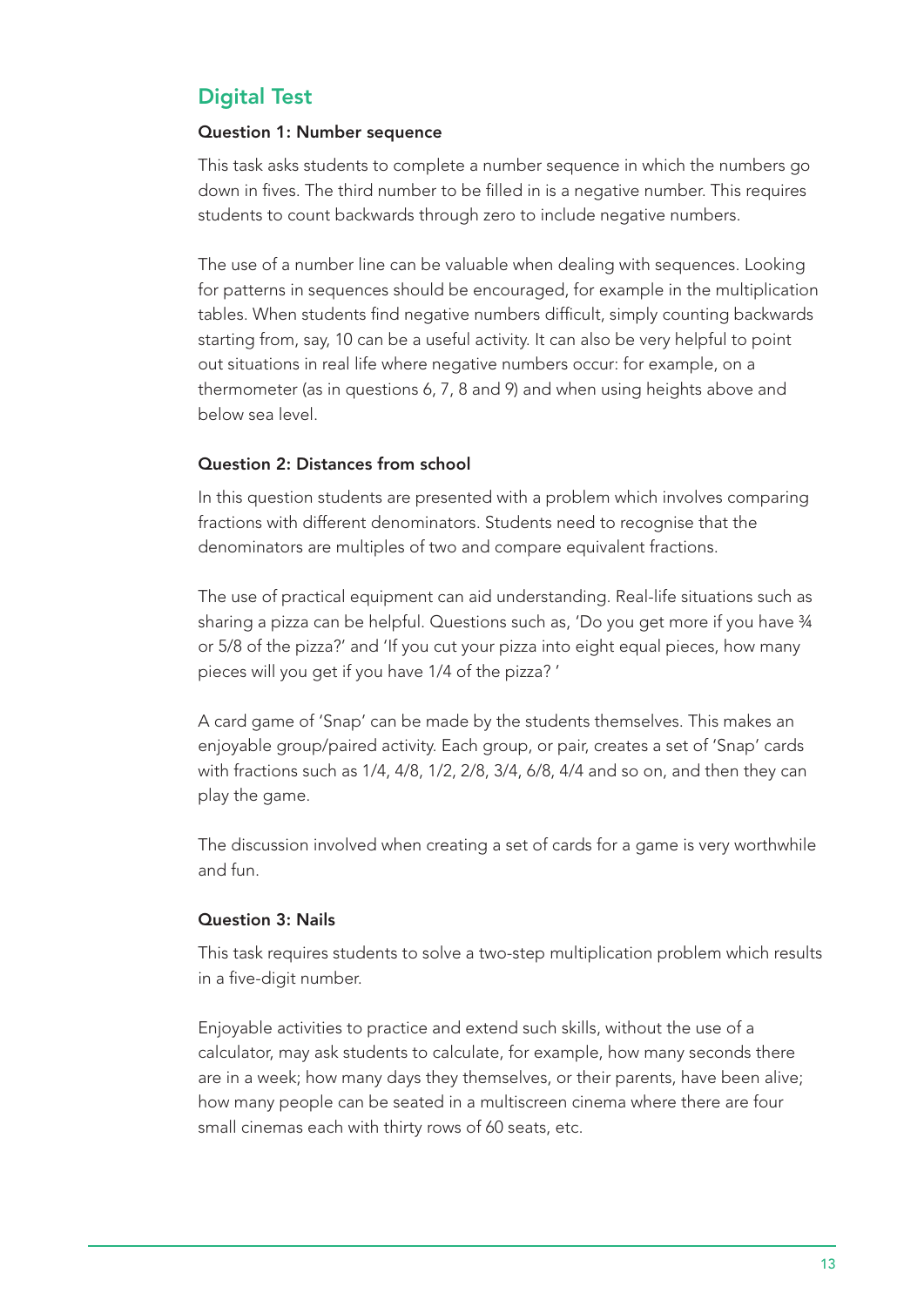## Digital Test

### Question 1: Number sequence

This task asks students to complete a number sequence in which the numbers go down in fives. The third number to be filled in is a negative number. This requires students to count backwards through zero to include negative numbers.

The use of a number line can be valuable when dealing with sequences. Looking for patterns in sequences should be encouraged, for example in the multiplication tables. When students find negative numbers difficult, simply counting backwards starting from, say, 10 can be a useful activity. It can also be very helpful to point out situations in real life where negative numbers occur: for example, on a thermometer (as in questions 6, 7, 8 and 9) and when using heights above and below sea level.

### Question 2: Distances from school

In this question students are presented with a problem which involves comparing fractions with different denominators. Students need to recognise that the denominators are multiples of two and compare equivalent fractions.

The use of practical equipment can aid understanding. Real-life situations such as sharing a pizza can be helpful. Questions such as, 'Do you get more if you have ¾ or 5/8 of the pizza?' and 'If you cut your pizza into eight equal pieces, how many pieces will you get if you have 1/4 of the pizza? '

A card game of 'Snap' can be made by the students themselves. This makes an enjoyable group/paired activity. Each group, or pair, creates a set of 'Snap' cards with fractions such as 1/4, 4/8, 1/2, 2/8, 3/4, 6/8, 4/4 and so on, and then they can play the game.

The discussion involved when creating a set of cards for a game is very worthwhile and fun.

### Question 3: Nails

This task requires students to solve a two-step multiplication problem which results in a five-digit number.

Enjoyable activities to practice and extend such skills, without the use of a calculator, may ask students to calculate, for example, how many seconds there are in a week; how many days they themselves, or their parents, have been alive; how many people can be seated in a multiscreen cinema where there are four small cinemas each with thirty rows of 60 seats, etc.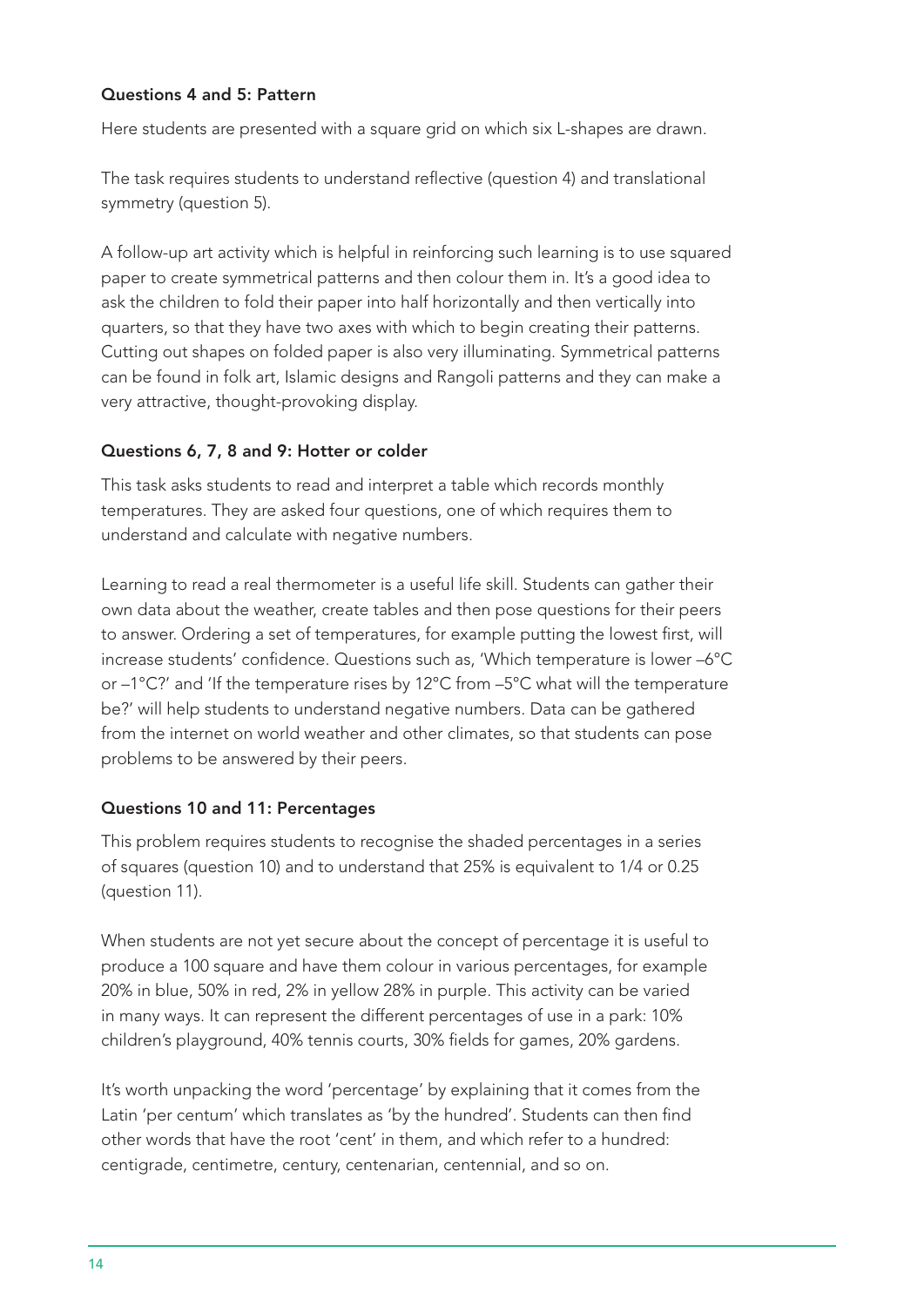**Questions 4 and 5: Pattern**

Here students are presented with a square grid on which six L-shapes are drawn.

The task requires students to understand reflective (question 4) and translational symmetry (question 5).

A follow-up art activity which is helpful in reinforcing such learning is to use squared paper to create symmetrical patterns and then colour them in. It's a good idea to ask the children to fold their paper into half horizontally and then vertically into quarters, so that they have two axes with which to begin creating their patterns. Cutting out shapes on folded paper is also very illuminating. Symmetrical patterns can be found in folk art, Islamic designs and Rangoli patterns and they can make a very attractive, thought-provoking display.

**Questions 6, 7, 8 and 9: Hotter or colder**

This task asks students to read and interpret a table which records monthly temperatures. They are asked four questions, one of which requires them to understand and calculate with negative numbers.

Learning to read a real thermometer is a useful life skill. Students can gather their own data about the weather, create tables and then pose questions for their peers to answer. Ordering a set of temperatures, for example putting the lowest first, will increase students' confidence. Questions such as, 'Which temperature is lower –6°C or –1°C?' and 'If the temperature rises by 12°C from –5°C what will the temperature be?' will help students to understand negative numbers. Data can be gathered from the internet on world weather and other climates, so that students can pose problems to be answered by their peers.

**Questions 10 and 11: Percentages**

This problem requires students to recognise the shaded percentages in a series of squares (question 10) and to understand that 25% is equivalent to 1/4 or 0.25 (question 11).

When students are not yet secure about the concept of percentage it is useful to produce a 100 square and have them colour in various percentages, for example 20% in blue, 50% in red, 2% in yellow 28% in purple. This activity can be varied in many ways. It can represent the different percentages of use in a park: 10% children's playground, 40% tennis courts, 30% fields for games, 20% gardens.

It's worth unpacking the word 'percentage' by explaining that it comes from the Latin 'per centum' which translates as 'by the hundred'. Students can then find other words that have the root 'cent' in them, and which refer to a hundred: centigrade, centimetre, century, centenarian, centennial, and so on.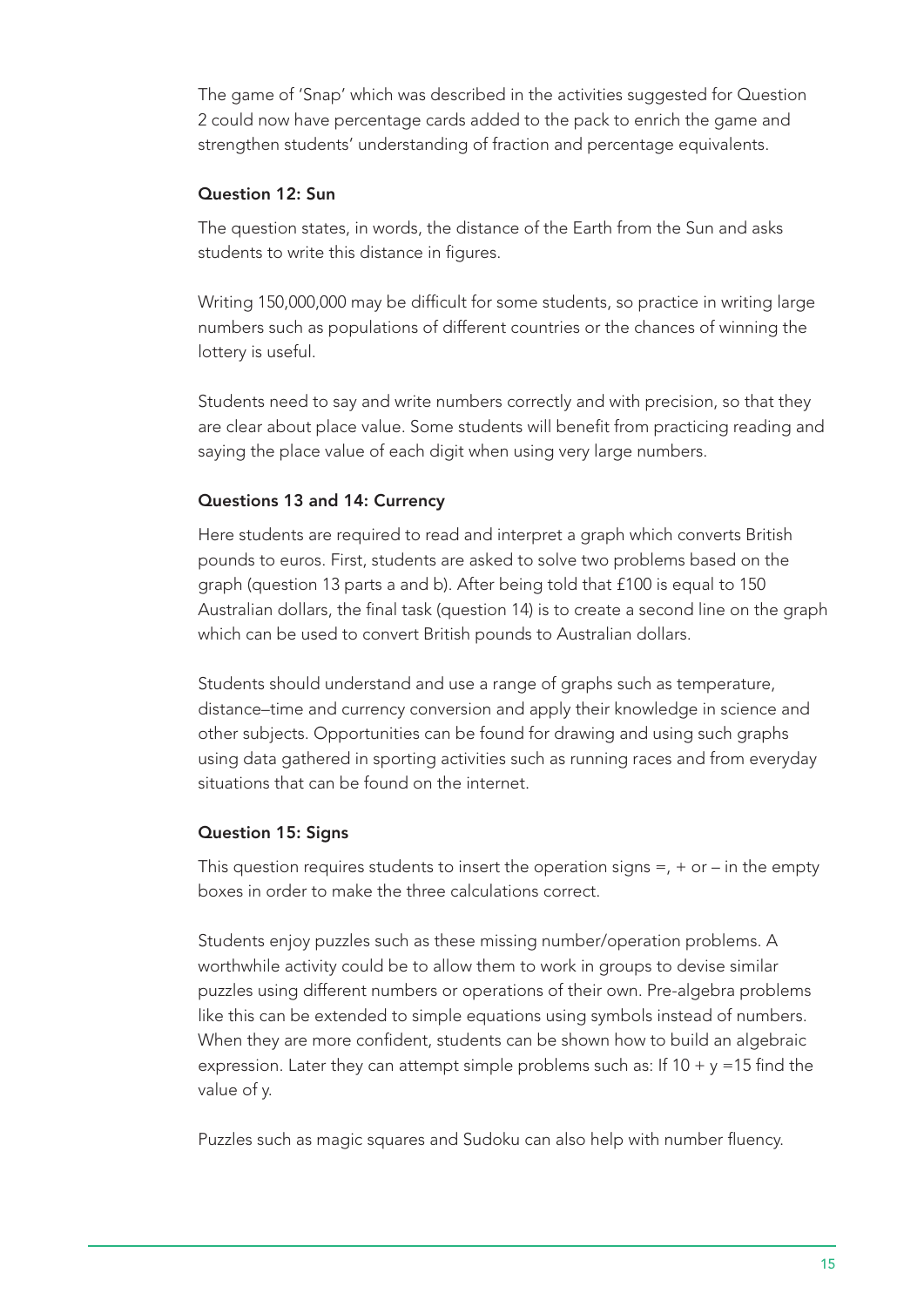The game of 'Snap' which was described in the activities suggested for Question 2 could now have percentage cards added to the pack to enrich the game and strengthen students' understanding of fraction and percentage equivalents.

**Question 12: Sun**

The question states, in words, the distance of the Earth from the Sun and asks students to write this distance in figures.

Writing 150,000,000 may be difficult for some students, so practice in writing large numbers such as populations of different countries or the chances of winning the lottery is useful.

Students need to say and write numbers correctly and with precision, so that they are clear about place value. Some students will benefit from practicing reading and saying the place value of each digit when using very large numbers.

**Questions 13 and 14: Currency**

Here students are required to read and interpret a graph which converts British pounds to euros. First, students are asked to solve two problems based on the graph (question 13 parts a and b). After being told that £100 is equal to 150 Australian dollars, the final task (question 14) is to create a second line on the graph which can be used to convert British pounds to Australian dollars.

Students should understand and use a range of graphs such as temperature, distance–time and currency conversion and apply their knowledge in science and other subjects. Opportunities can be found for drawing and using such graphs using data gathered in sporting activities such as running races and from everyday situations that can be found on the internet.

**Question 15: Signs**

This question requires students to insert the operation signs =, + or – in the empty boxes in order to make the three calculations correct.

Students enjoy puzzles such as these missing number/operation problems. A worthwhile activity could be to allow them to work in groups to devise similar puzzles using different numbers or operations of their own. Pre-algebra problems like this can be extended to simple equations using symbols instead of numbers. When they are more confident, students can be shown how to build an algebraic expression. Later they can attempt simple problems such as: If $10 + y = 15$ find the value of $y$.

Puzzles such as magic squares and Sudoku can also help with number fluency.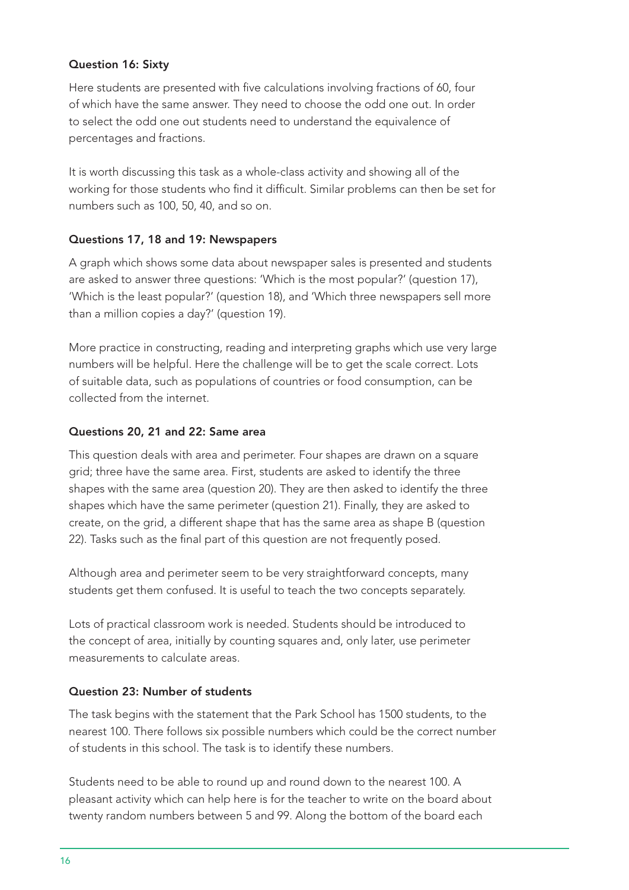#### Question 16: Sixty

Here students are presented with five calculations involving fractions of 60, four of which have the same answer. They need to choose the odd one out. In order to select the odd one out students need to understand the equivalence of percentages and fractions.

It is worth discussing this task as a whole-class activity and showing all of the working for those students who find it difficult. Similar problems can then be set for numbers such as 100, 50, 40, and so on.

#### Questions 17, 18 and 19: Newspapers

A graph which shows some data about newspaper sales is presented and students are asked to answer three questions: 'Which is the most popular?' (question 17), 'Which is the least popular?' (question 18), and 'Which three newspapers sell more than a million copies a day?' (question 19).

More practice in constructing, reading and interpreting graphs which use very large numbers will be helpful. Here the challenge will be to get the scale correct. Lots of suitable data, such as populations of countries or food consumption, can be collected from the internet.

#### Questions 20, 21 and 22: Same area

This question deals with area and perimeter. Four shapes are drawn on a square grid; three have the same area. First, students are asked to identify the three shapes with the same area (question 20). They are then asked to identify the three shapes which have the same perimeter (question 21). Finally, they are asked to create, on the grid, a different shape that has the same area as shape B (question 22). Tasks such as the final part of this question are not frequently posed.

Although area and perimeter seem to be very straightforward concepts, many students get them confused. It is useful to teach the two concepts separately.

Lots of practical classroom work is needed. Students should be introduced to the concept of area, initially by counting squares and, only later, use perimeter measurements to calculate areas.

#### Question 23: Number of students

The task begins with the statement that the Park School has 1500 students, to the nearest 100. There follows six possible numbers which could be the correct number of students in this school. The task is to identify these numbers.

Students need to be able to round up and round down to the nearest 100. A pleasant activity which can help here is for the teacher to write on the board about twenty random numbers between 5 and 99. Along the bottom of the board each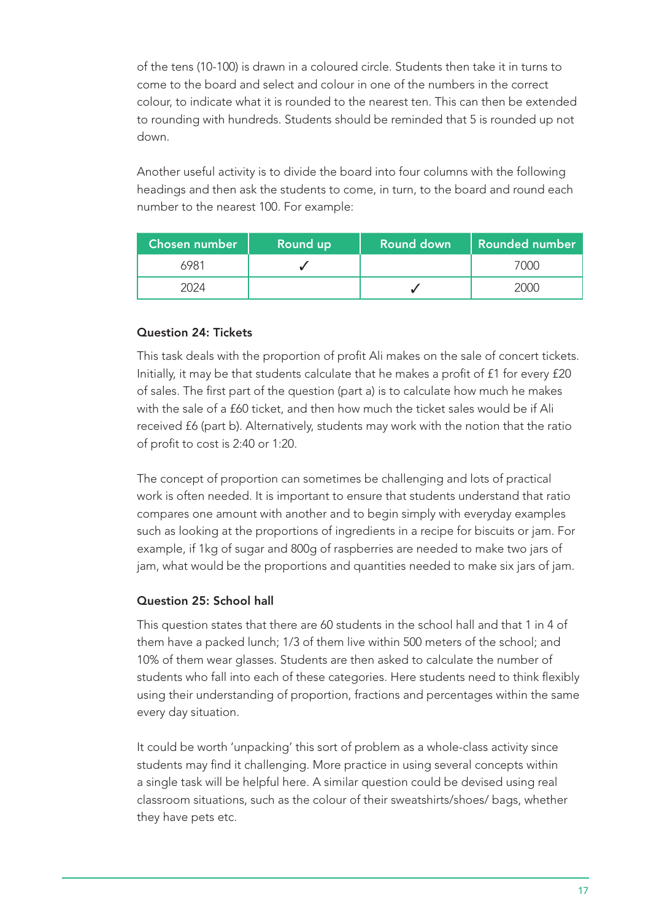of the tens (10-100) is drawn in a coloured circle. Students then take it in turns to come to the board and select and colour in one of the numbers in the correct colour, to indicate what it is rounded to the nearest ten. This can then be extended to rounding with hundreds. Students should be reminded that 5 is rounded up not down.

Another useful activity is to divide the board into four columns with the following headings and then ask the students to come, in turn, to the board and round each number to the nearest 100. For example:

| Chosen number | Round up | Round down | Rounded number |
| --- | --- | --- | --- |
| 6981 | ✓ | | 7000 |
| 2024 | | ✓ | 2000 |

**Question 24: Tickets**

This task deals with the proportion of profit Ali makes on the sale of concert tickets. Initially, it may be that students calculate that he makes a profit of £1 for every £20 of sales. The first part of the question (part a) is to calculate how much he makes with the sale of a £60 ticket, and then how much the ticket sales would be if Ali received £6 (part b). Alternatively, students may work with the notion that the ratio of profit to cost is 2:40 or 1:20.

The concept of proportion can sometimes be challenging and lots of practical work is often needed. It is important to ensure that students understand that ratio compares one amount with another and to begin simply with everyday examples such as looking at the proportions of ingredients in a recipe for biscuits or jam. For example, if 1kg of sugar and 800g of raspberries are needed to make two jars of jam, what would be the proportions and quantities needed to make six jars of jam.

**Question 25: School hall**

This question states that there are 60 students in the school hall and that 1 in 4 of them have a packed lunch; 1/3 of them live within 500 meters of the school; and 10% of them wear glasses. Students are then asked to calculate the number of students who fall into each of these categories. Here students need to think flexibly using their understanding of proportion, fractions and percentages within the same every day situation.

It could be worth 'unpacking' this sort of problem as a whole-class activity since students may find it challenging. More practice in using several concepts within a single task will be helpful here. A similar question could be devised using real classroom situations, such as the colour of their sweatshirts/shoes/ bags, whether they have pets etc.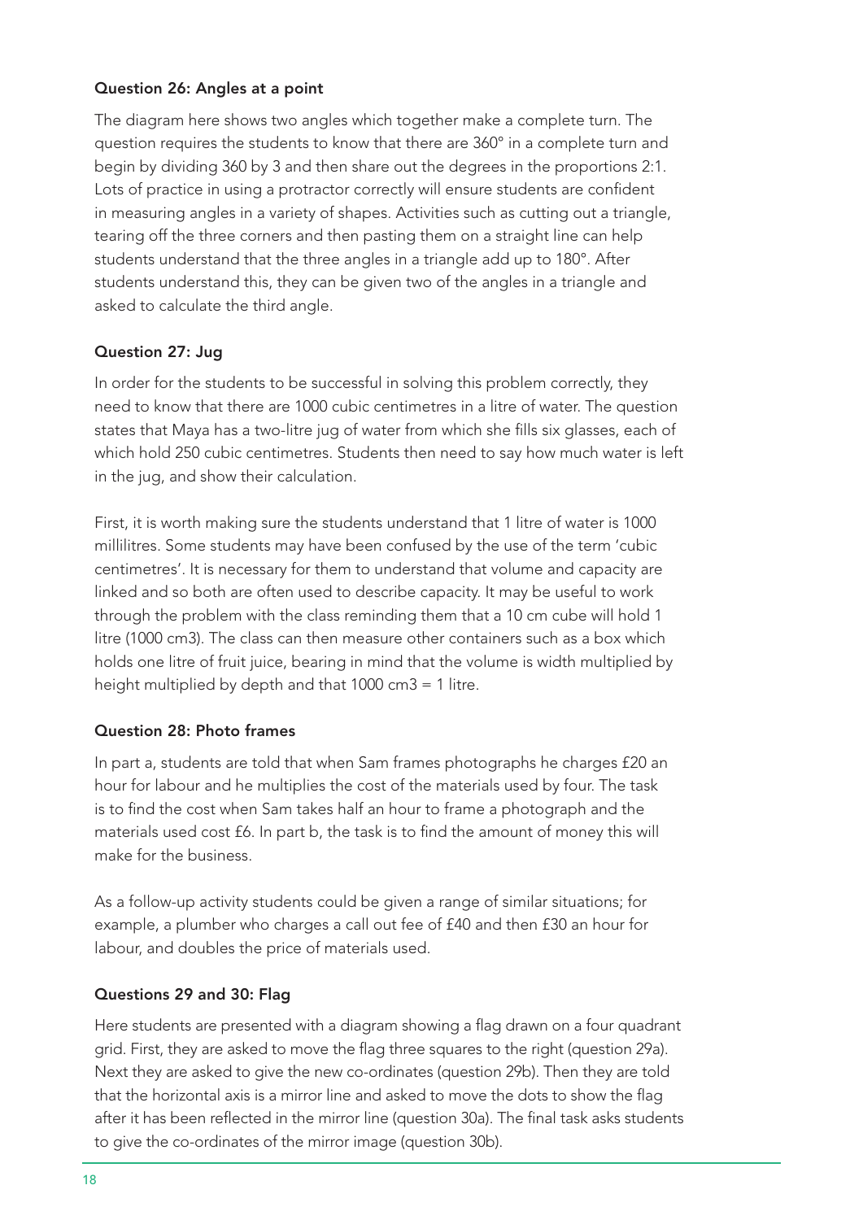### Question 26: Angles at a point

The diagram here shows two angles which together make a complete turn. The question requires the students to know that there are 360° in a complete turn and begin by dividing 360 by 3 and then share out the degrees in the proportions 2:1. Lots of practice in using a protractor correctly will ensure students are confident in measuring angles in a variety of shapes. Activities such as cutting out a triangle, tearing off the three corners and then pasting them on a straight line can help students understand that the three angles in a triangle add up to 180°. After students understand this, they can be given two of the angles in a triangle and asked to calculate the third angle.

### Question 27: Jug

In order for the students to be successful in solving this problem correctly, they need to know that there are 1000 cubic centimetres in a litre of water. The question states that Maya has a two-litre jug of water from which she fills six glasses, each of which hold 250 cubic centimetres. Students then need to say how much water is left in the jug, and show their calculation.

First, it is worth making sure the students understand that 1 litre of water is 1000 millilitres. Some students may have been confused by the use of the term 'cubic centimetres'. It is necessary for them to understand that volume and capacity are linked and so both are often used to describe capacity. It may be useful to work through the problem with the class reminding them that a 10 cm cube will hold 1 litre (1000 cm3). The class can then measure other containers such as a box which holds one litre of fruit juice, bearing in mind that the volume is width multiplied by height multiplied by depth and that 1000 cm3 = 1 litre.

### Question 28: Photo frames

In part a, students are told that when Sam frames photographs he charges £20 an hour for labour and he multiplies the cost of the materials used by four. The task is to find the cost when Sam takes half an hour to frame a photograph and the materials used cost £6. In part b, the task is to find the amount of money this will make for the business.

As a follow-up activity students could be given a range of similar situations; for example, a plumber who charges a call out fee of £40 and then £30 an hour for labour, and doubles the price of materials used.

### Questions 29 and 30: Flag

Here students are presented with a diagram showing a flag drawn on a four quadrant grid. First, they are asked to move the flag three squares to the right (question 29a). Next they are asked to give the new co-ordinates (question 29b). Then they are told that the horizontal axis is a mirror line and asked to move the dots to show the flag after it has been reflected in the mirror line (question 30a). The final task asks students to give the co-ordinates of the mirror image (question 30b).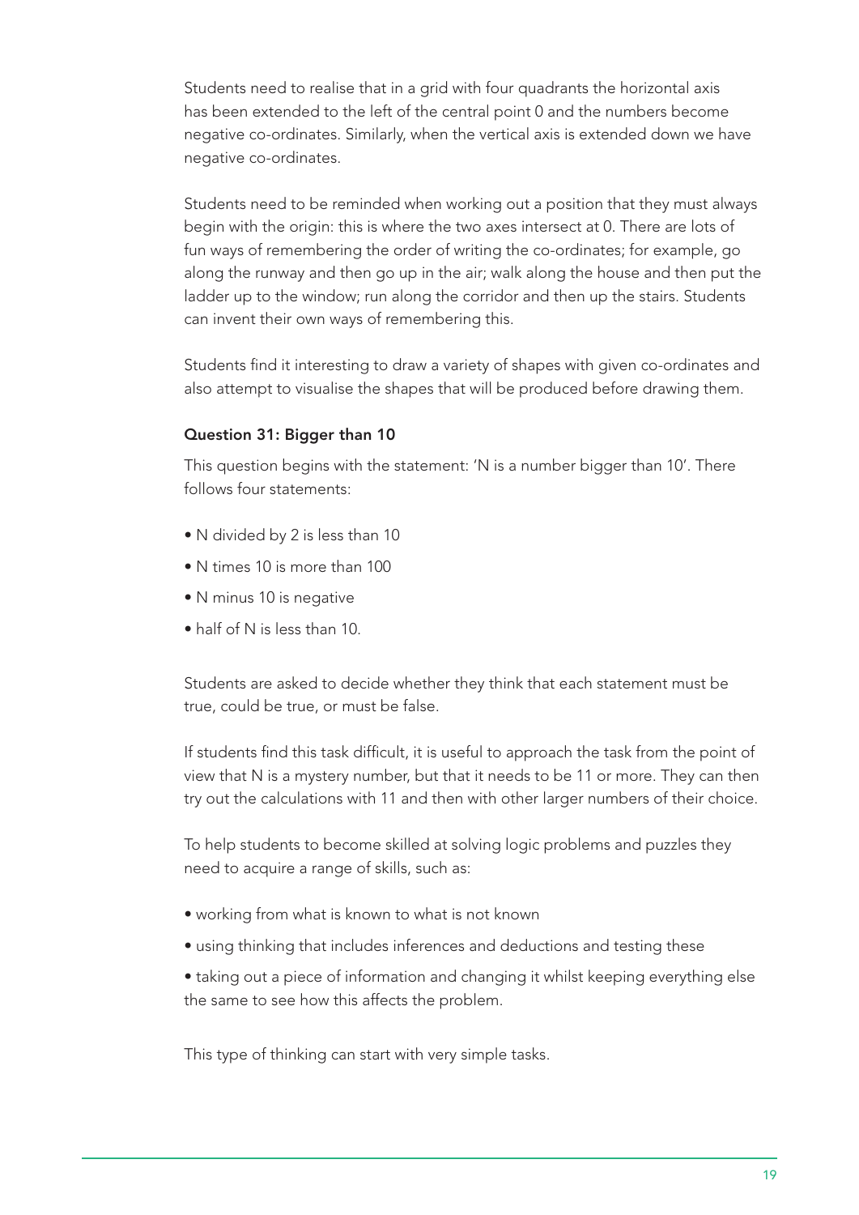Students need to realise that in a grid with four quadrants the horizontal axis has been extended to the left of the central point 0 and the numbers become negative co-ordinates. Similarly, when the vertical axis is extended down we have negative co-ordinates.

Students need to be reminded when working out a position that they must always begin with the origin: this is where the two axes intersect at 0. There are lots of fun ways of remembering the order of writing the co-ordinates; for example, go along the runway and then go up in the air; walk along the house and then put the ladder up to the window; run along the corridor and then up the stairs. Students can invent their own ways of remembering this.

Students find it interesting to draw a variety of shapes with given co-ordinates and also attempt to visualise the shapes that will be produced before drawing them.

**Question 31: Bigger than 10**

This question begins with the statement: 'N is a number bigger than 10'. There follows four statements:

- N divided by 2 is less than 10
- N times 10 is more than 100
- N minus 10 is negative
- half of N is less than 10.

Students are asked to decide whether they think that each statement must be true, could be true, or must be false.

If students find this task difficult, it is useful to approach the task from the point of view that N is a mystery number, but that it needs to be 11 or more. They can then try out the calculations with 11 and then with other larger numbers of their choice.

To help students to become skilled at solving logic problems and puzzles they need to acquire a range of skills, such as:

- working from what is known to what is not known
- using thinking that includes inferences and deductions and testing these
- taking out a piece of information and changing it whilst keeping everything else the same to see how this affects the problem.

This type of thinking can start with very simple tasks.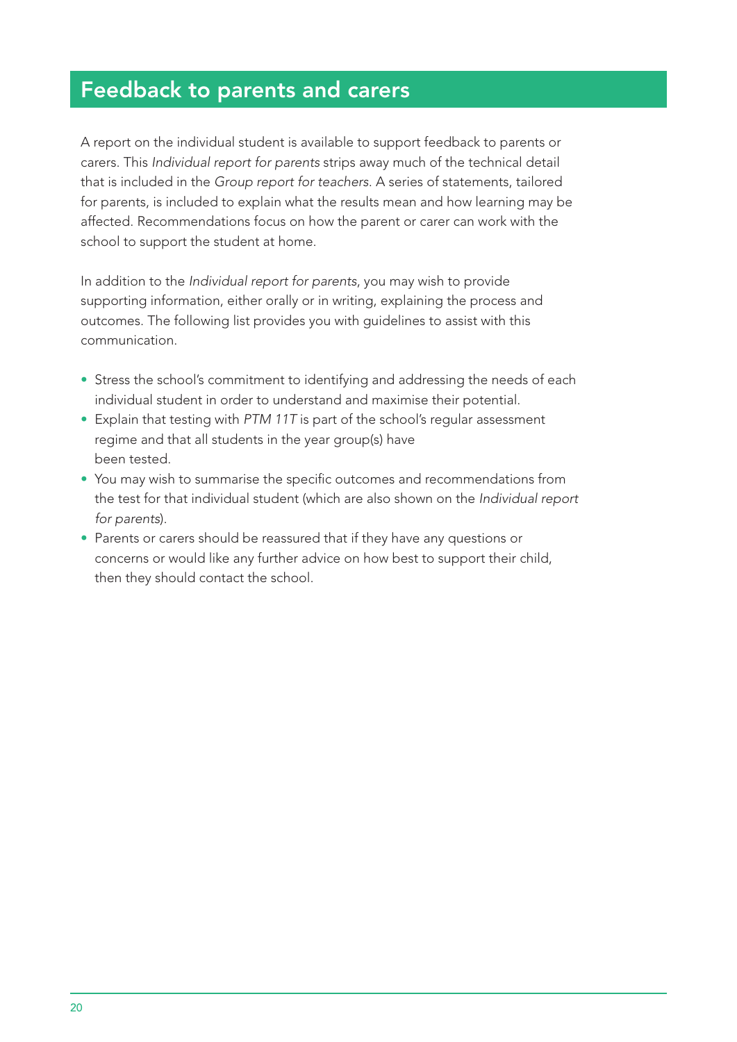## Feedback to parents and carers

A report on the individual student is available to support feedback to parents or carers. This *Individual report for parents* strips away much of the technical detail that is included in the *Group report for teachers*. A series of statements, tailored for parents, is included to explain what the results mean and how learning may be affected. Recommendations focus on how the parent or carer can work with the school to support the student at home.

In addition to the *Individual report for parents*, you may wish to provide supporting information, either orally or in writing, explaining the process and outcomes. The following list provides you with guidelines to assist with this communication.

- Stress the school's commitment to identifying and addressing the needs of each individual student in order to understand and maximise their potential.
- Explain that testing with *PTM 11T* is part of the school's regular assessment regime and that all students in the year group(s) have been tested.
- You may wish to summarise the specific outcomes and recommendations from the test for that individual student (which are also shown on the *Individual report for parents*).
- Parents or carers should be reassured that if they have any questions or concerns or would like any further advice on how best to support their child, then they should contact the school.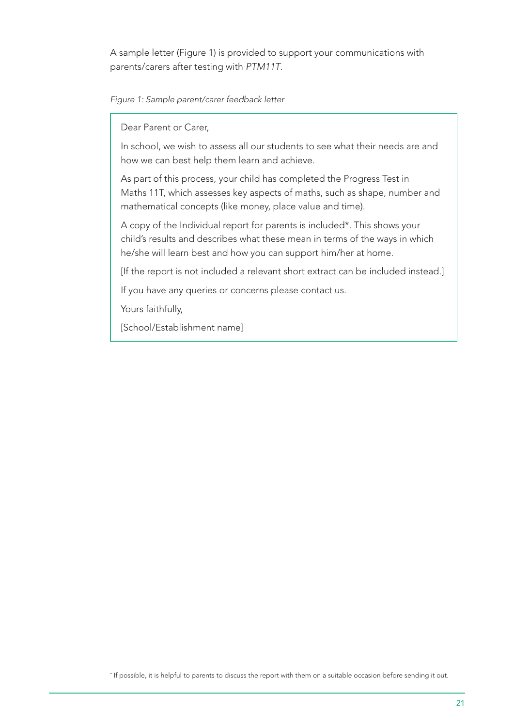A sample letter (Figure 1) is provided to support your communications with parents/carers after testing with *PTM11T*.

*Figure 1: Sample parent/carer feedback letter*

> Dear Parent or Carer,
>
> In school, we wish to assess all our students to see what their needs are and how we can best help them learn and achieve.
>
> As part of this process, your child has completed the Progress Test in Maths 11T, which assesses key aspects of maths, such as shape, number and mathematical concepts (like money, place value and time).
>
> A copy of the Individual report for parents is included*. This shows your child's results and describes what these mean in terms of the ways in which he/she will learn best and how you can support him/her at home.
>
> [If the report is not included a relevant short extract can be included instead.]
>
> If you have any queries or concerns please contact us.
>
> Yours faithfully,
>
> [School/Establishment name]

* If possible, it is helpful to parents to discuss the report with them on a suitable occasion before sending it out.